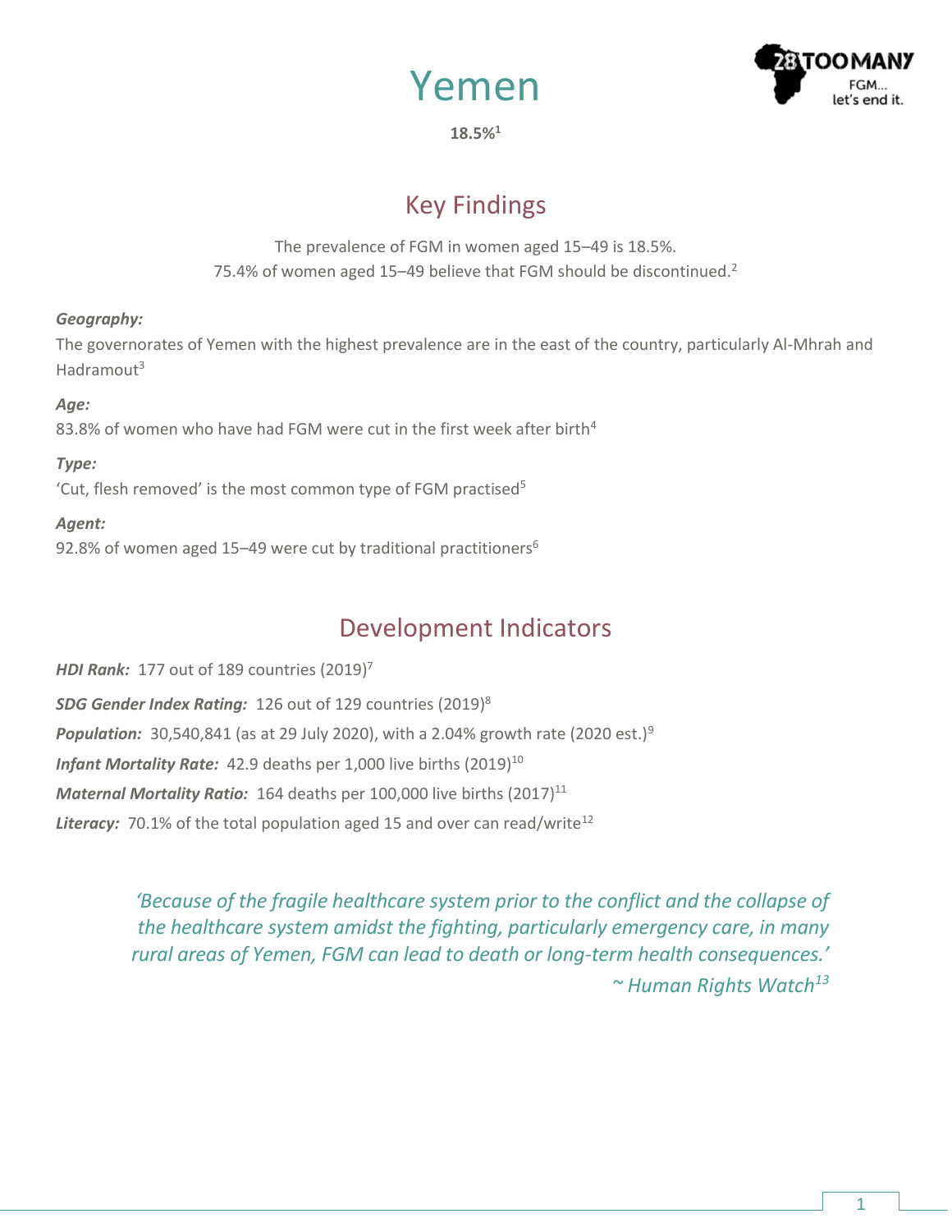# Yemen

**18.5%[1]**

## Key Findings

The prevalence of FGM in women aged 15–49 is 18.5%.
75.4% of women aged 15–49 believe that FGM should be discontinued.[2]

***Geography:***
The governorates of Yemen with the highest prevalence are in the east of the country, particularly Al-Mhrah and Hadramout[3]

***Age:***
83.8% of women who have had FGM were cut in the first week after birth[4]

***Type:***
'Cut, flesh removed' is the most common type of FGM practised[5]

***Agent:***
92.8% of women aged 15–49 were cut by traditional practitioners[6]

## Development Indicators

***HDI Rank:*** 177 out of 189 countries (2019)[7]

***SDG Gender Index Rating:*** 126 out of 129 countries (2019)[8]

***Population:*** 30,540,841 (as at 29 July 2020), with a 2.04% growth rate (2020 est.)[9]

***Infant Mortality Rate:*** 42.9 deaths per 1,000 live births (2019)[10]

***Maternal Mortality Ratio:*** 164 deaths per 100,000 live births (2017)[11]

***Literacy:*** 70.1% of the total population aged 15 and over can read/write[12]

*'Because of the fragile healthcare system prior to the conflict and the collapse of the healthcare system amidst the fighting, particularly emergency care, in many rural areas of Yemen, FGM can lead to death or long-term health consequences.'*
*~ Human Rights Watch[13]*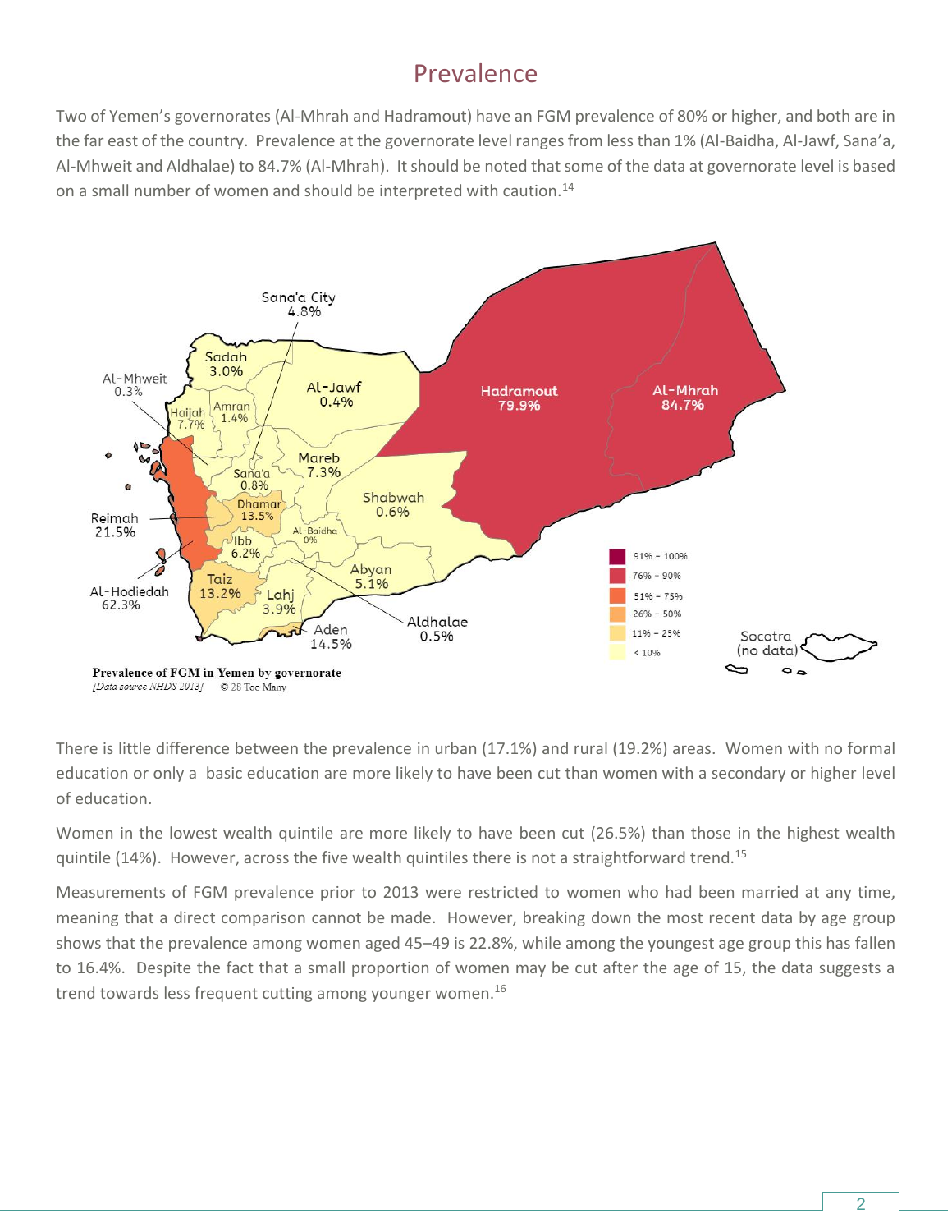# Prevalence

Two of Yemen's governorates (Al-Mhrah and Hadramout) have an FGM prevalence of 80% or higher, and both are in the far east of the country. Prevalence at the governorate level ranges from less than 1% (Al-Baidha, Al-Jawf, Sana'a, Al-Mhweit and Aldhalae) to 84.7% (Al-Mhrah). It should be noted that some of the data at governorate level is based on a small number of women and should be interpreted with caution.[14]

**Prevalence of FGM in Yemen by governorate**
*[Data source NHDS 2013]* © 28 Too Many

There is little difference between the prevalence in urban (17.1%) and rural (19.2%) areas. Women with no formal education or only a basic education are more likely to have been cut than women with a secondary or higher level of education.

Women in the lowest wealth quintile are more likely to have been cut (26.5%) than those in the highest wealth quintile (14%). However, across the five wealth quintiles there is not a straightforward trend.[15]

Measurements of FGM prevalence prior to 2013 were restricted to women who had been married at any time, meaning that a direct comparison cannot be made. However, breaking down the most recent data by age group shows that the prevalence among women aged 45–49 is 22.8%, while among the youngest age group this has fallen to 16.4%. Despite the fact that a small proportion of women may be cut after the age of 15, the data suggests a trend towards less frequent cutting among younger women.[16]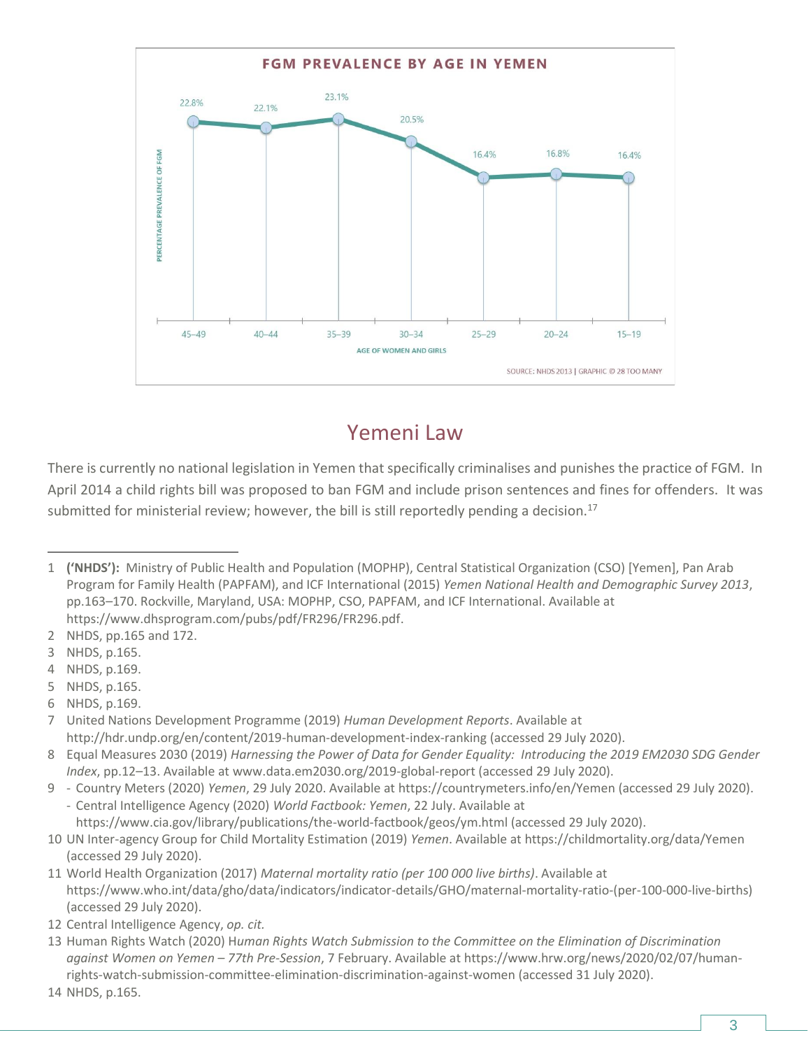**FGM PREVALENCE BY AGE IN YEMEN**

| Age of women and girls | 45–49 | 40–44 | 35–39 | 30–34 | 25–29 | 20–24 | 15–19 |
|---|---|---|---|---|---|---|---|
| Percentage prevalence of FGM | 22.8% | 22.1% | 23.1% | 20.5% | 16.4% | 16.8% | 16.4% |

SOURCE: NHDS 2013 | GRAPHIC © 28 TOO MANY

## Yemeni Law

There is currently no national legislation in Yemen that specifically criminalises and punishes the practice of FGM. In April 2014 a child rights bill was proposed to ban FGM and include prison sentences and fines for offenders. It was submitted for ministerial review; however, the bill is still reportedly pending a decision.[17]

---

1 **('NHDS'):** Ministry of Public Health and Population (MOPHP), Central Statistical Organization (CSO) [Yemen], Pan Arab Program for Family Health (PAPFAM), and ICF International (2015) *Yemen National Health and Demographic Survey 2013*, pp.163–170. Rockville, Maryland, USA: MOPHP, CSO, PAPFAM, and ICF International. Available at https://www.dhsprogram.com/pubs/pdf/FR296/FR296.pdf.

2 NHDS, pp.165 and 172.

3 NHDS, p.165.

4 NHDS, p.169.

5 NHDS, p.165.

6 NHDS, p.169.

7 United Nations Development Programme (2019) *Human Development Reports*. Available at http://hdr.undp.org/en/content/2019-human-development-index-ranking (accessed 29 July 2020).

8 Equal Measures 2030 (2019) *Harnessing the Power of Data for Gender Equality: Introducing the 2019 EM2030 SDG Gender Index*, pp.12–13. Available at www.data.em2030.org/2019-global-report (accessed 29 July 2020).

9 - Country Meters (2020) *Yemen*, 29 July 2020. Available at https://countrymeters.info/en/Yemen (accessed 29 July 2020).
  - Central Intelligence Agency (2020) *World Factbook: Yemen*, 22 July. Available at https://www.cia.gov/library/publications/the-world-factbook/geos/ym.html (accessed 29 July 2020).

10 UN Inter-agency Group for Child Mortality Estimation (2019) *Yemen*. Available at https://childmortality.org/data/Yemen (accessed 29 July 2020).

11 World Health Organization (2017) *Maternal mortality ratio (per 100 000 live births)*. Available at https://www.who.int/data/gho/data/indicators/indicator-details/GHO/maternal-mortality-ratio-(per-100-000-live-births) (accessed 29 July 2020).

12 Central Intelligence Agency, *op. cit.*

13 Human Rights Watch (2020) H*uman Rights Watch Submission to the Committee on the Elimination of Discrimination against Women on Yemen – 77th Pre-Session*, 7 February. Available at https://www.hrw.org/news/2020/02/07/human-rights-watch-submission-committee-elimination-discrimination-against-women (accessed 31 July 2020).

14 NHDS, p.165.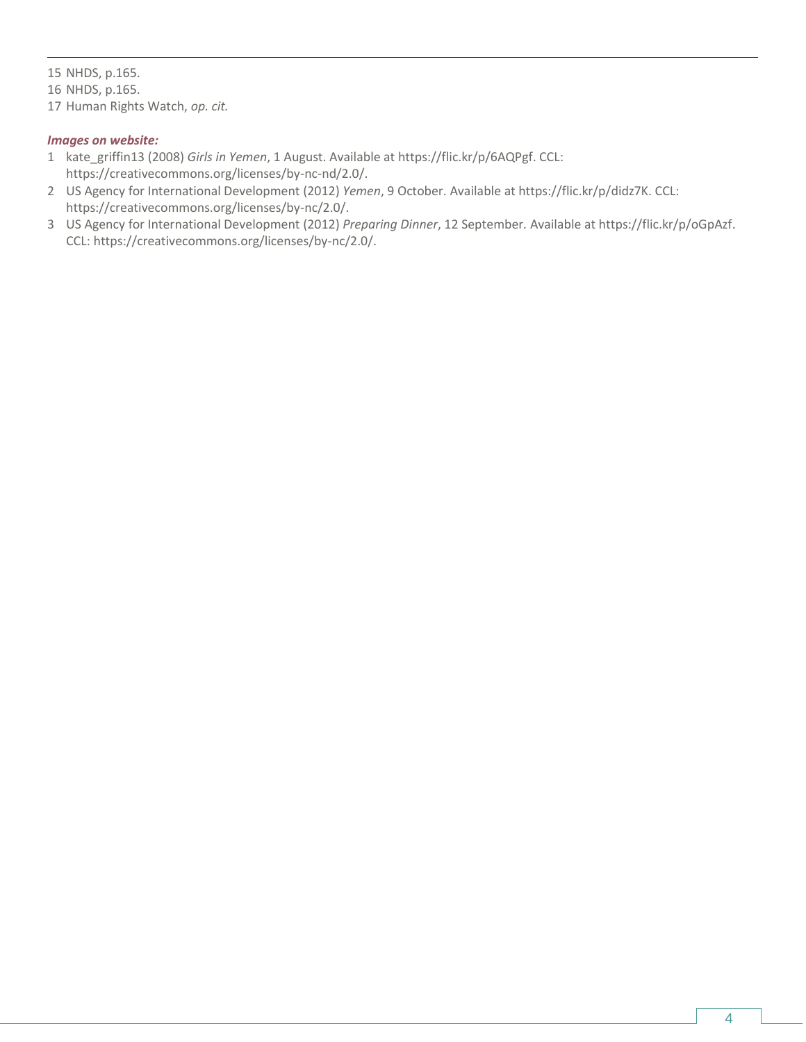15 NHDS, p.165.
16 NHDS, p.165.
17 Human Rights Watch, *op. cit.*

***Images on website:***

1 kate_griffin13 (2008) *Girls in Yemen*, 1 August. Available at https://flic.kr/p/6AQPgf. CCL: https://creativecommons.org/licenses/by-nc-nd/2.0/.
2 US Agency for International Development (2012) *Yemen*, 9 October. Available at https://flic.kr/p/didz7K. CCL: https://creativecommons.org/licenses/by-nc/2.0/.
3 US Agency for International Development (2012) *Preparing Dinner*, 12 September. Available at https://flic.kr/p/oGpAzf. CCL: https://creativecommons.org/licenses/by-nc/2.0/.